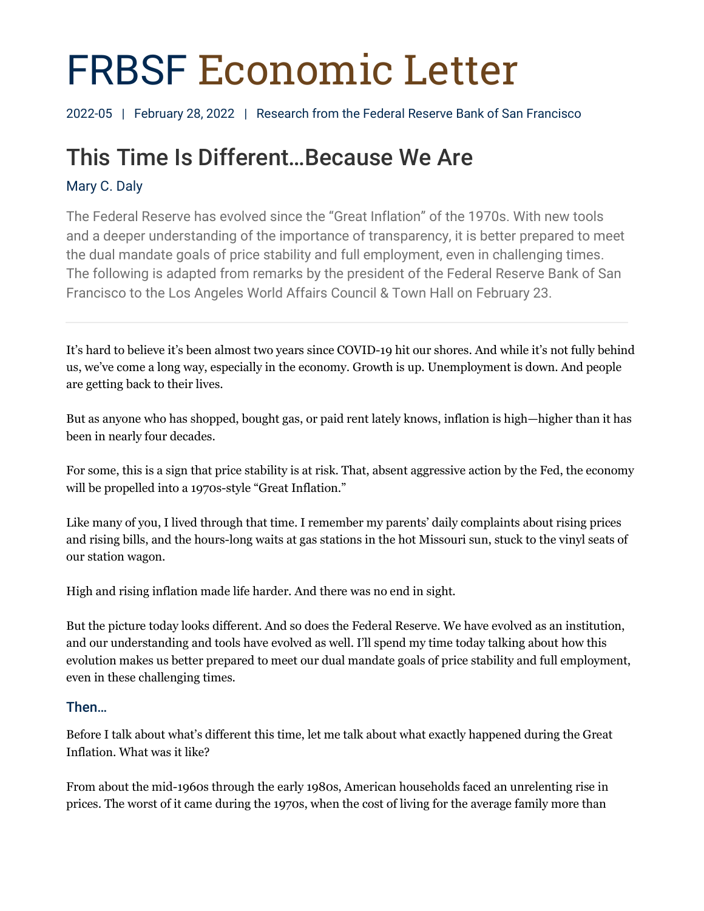# FRBSF Economic Letter

2022-05 | February 28, 2022 | Research from the Federal Reserve Bank of San Francisco

## This Time Is Different…Because We Are

Mary C. Daly

The Federal Reserve has evolved since the "Great Inflation" of the 1970s. With new tools and a deeper understanding of the importance of transparency, it is better prepared to meet the dual mandate goals of price stability and full employment, even in challenging times. The following is adapted from remarks by the president of the Federal Reserve Bank of San Francisco to the Los Angeles World Affairs Council & Town Hall on February 23.

---

It's hard to believe it's been almost two years since COVID-19 hit our shores. And while it's not fully behind us, we've come a long way, especially in the economy. Growth is up. Unemployment is down. And people are getting back to their lives.

But as anyone who has shopped, bought gas, or paid rent lately knows, inflation is high—higher than it has been in nearly four decades.

For some, this is a sign that price stability is at risk. That, absent aggressive action by the Fed, the economy will be propelled into a 1970s-style "Great Inflation."

Like many of you, I lived through that time. I remember my parents' daily complaints about rising prices and rising bills, and the hours-long waits at gas stations in the hot Missouri sun, stuck to the vinyl seats of our station wagon.

High and rising inflation made life harder. And there was no end in sight.

But the picture today looks different. And so does the Federal Reserve. We have evolved as an institution, and our understanding and tools have evolved as well. I'll spend my time today talking about how this evolution makes us better prepared to meet our dual mandate goals of price stability and full employment, even in these challenging times.

### Then…

Before I talk about what's different this time, let me talk about what exactly happened during the Great Inflation. What was it like?

From about the mid-1960s through the early 1980s, American households faced an unrelenting rise in prices. The worst of it came during the 1970s, when the cost of living for the average family more than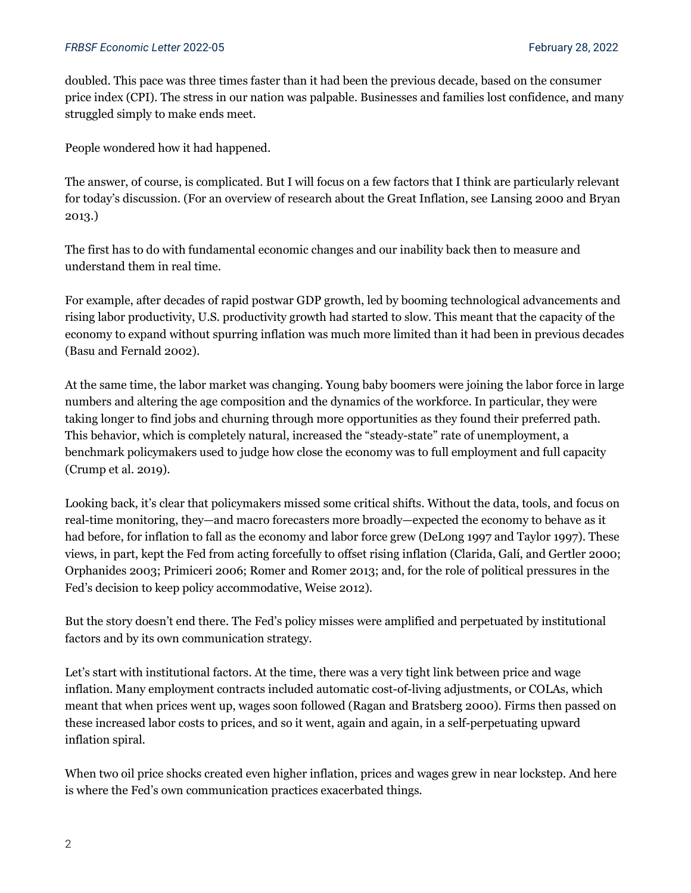doubled. This pace was three times faster than it had been the previous decade, based on the consumer price index (CPI). The stress in our nation was palpable. Businesses and families lost confidence, and many struggled simply to make ends meet.

People wondered how it had happened.

The answer, of course, is complicated. But I will focus on a few factors that I think are particularly relevant for today's discussion. (For an overview of research about the Great Inflation, see Lansing 2000 and Bryan 2013.)

The first has to do with fundamental economic changes and our inability back then to measure and understand them in real time.

For example, after decades of rapid postwar GDP growth, led by booming technological advancements and rising labor productivity, U.S. productivity growth had started to slow. This meant that the capacity of the economy to expand without spurring inflation was much more limited than it had been in previous decades (Basu and Fernald 2002).

At the same time, the labor market was changing. Young baby boomers were joining the labor force in large numbers and altering the age composition and the dynamics of the workforce. In particular, they were taking longer to find jobs and churning through more opportunities as they found their preferred path. This behavior, which is completely natural, increased the "steady-state" rate of unemployment, a benchmark policymakers used to judge how close the economy was to full employment and full capacity (Crump et al. 2019).

Looking back, it's clear that policymakers missed some critical shifts. Without the data, tools, and focus on real-time monitoring, they—and macro forecasters more broadly—expected the economy to behave as it had before, for inflation to fall as the economy and labor force grew (DeLong 1997 and Taylor 1997). These views, in part, kept the Fed from acting forcefully to offset rising inflation (Clarida, Galí, and Gertler 2000; Orphanides 2003; Primiceri 2006; Romer and Romer 2013; and, for the role of political pressures in the Fed's decision to keep policy accommodative, Weise 2012).

But the story doesn't end there. The Fed's policy misses were amplified and perpetuated by institutional factors and by its own communication strategy.

Let's start with institutional factors. At the time, there was a very tight link between price and wage inflation. Many employment contracts included automatic cost-of-living adjustments, or COLAs, which meant that when prices went up, wages soon followed (Ragan and Bratsberg 2000). Firms then passed on these increased labor costs to prices, and so it went, again and again, in a self-perpetuating upward inflation spiral.

When two oil price shocks created even higher inflation, prices and wages grew in near lockstep. And here is where the Fed's own communication practices exacerbated things.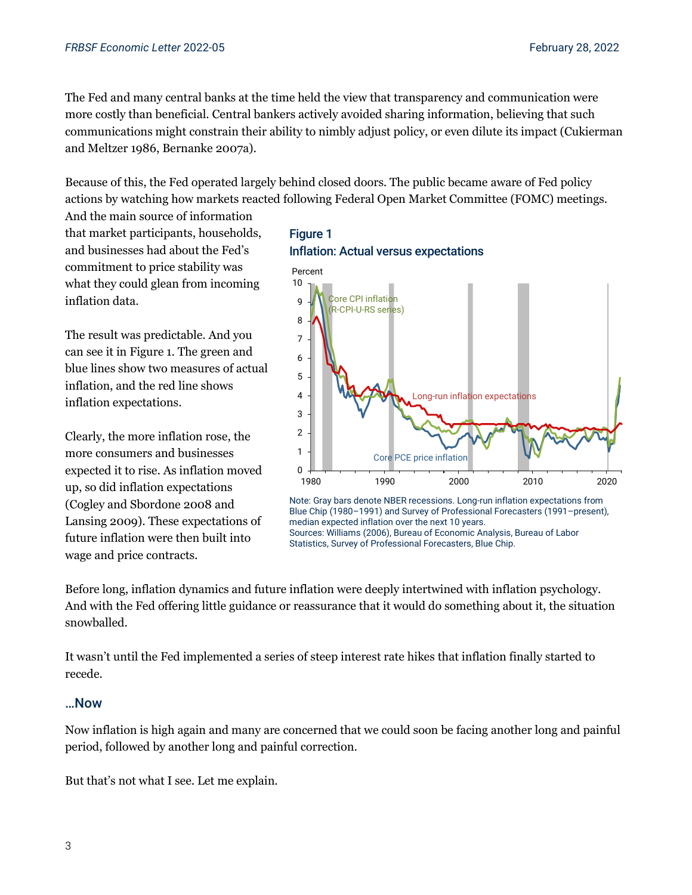The Fed and many central banks at the time held the view that transparency and communication were more costly than beneficial. Central bankers actively avoided sharing information, believing that such communications might constrain their ability to nimbly adjust policy, or even dilute its impact (Cukierman and Meltzer 1986, Bernanke 2007a).

Because of this, the Fed operated largely behind closed doors. The public became aware of Fed policy actions by watching how markets reacted following Federal Open Market Committee (FOMC) meetings. And the main source of information that market participants, households, and businesses had about the Fed's commitment to price stability was what they could glean from incoming inflation data.

The result was predictable. And you can see it in Figure 1. The green and blue lines show two measures of actual inflation, and the red line shows inflation expectations.

Clearly, the more inflation rose, the more consumers and businesses expected it to rise. As inflation moved up, so did inflation expectations (Cogley and Sbordone 2008 and Lansing 2009). These expectations of future inflation were then built into wage and price contracts.

**Figure 1**
**Inflation: Actual versus expectations**

Note: Gray bars denote NBER recessions. Long-run inflation expectations from Blue Chip (1980–1991) and Survey of Professional Forecasters (1991–present), median expected inflation over the next 10 years.
Sources: Williams (2006), Bureau of Economic Analysis, Bureau of Labor Statistics, Survey of Professional Forecasters, Blue Chip.

Before long, inflation dynamics and future inflation were deeply intertwined with inflation psychology. And with the Fed offering little guidance or reassurance that it would do something about it, the situation snowballed.

It wasn't until the Fed implemented a series of steep interest rate hikes that inflation finally started to recede.

## …Now

Now inflation is high again and many are concerned that we could soon be facing another long and painful period, followed by another long and painful correction.

But that's not what I see. Let me explain.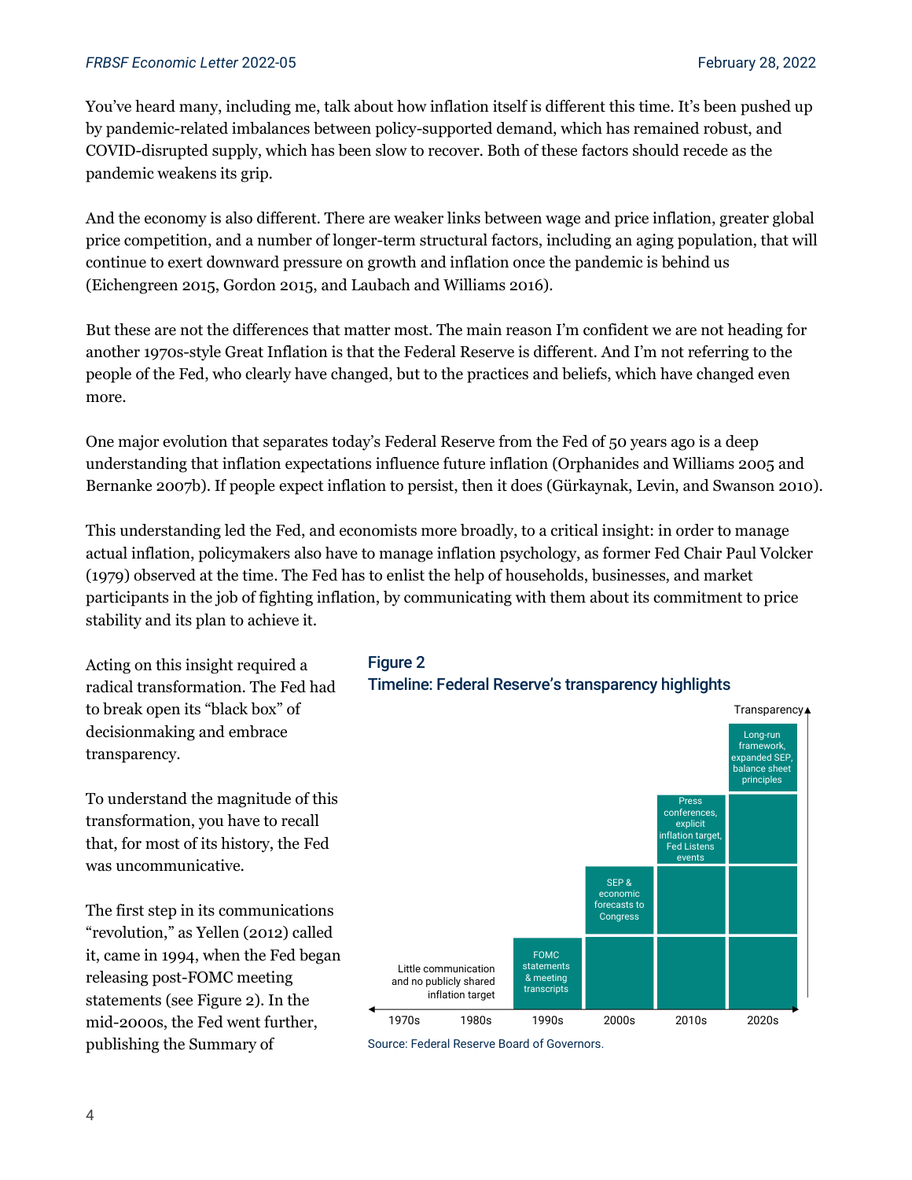You've heard many, including me, talk about how inflation itself is different this time. It's been pushed up by pandemic-related imbalances between policy-supported demand, which has remained robust, and COVID-disrupted supply, which has been slow to recover. Both of these factors should recede as the pandemic weakens its grip.

And the economy is also different. There are weaker links between wage and price inflation, greater global price competition, and a number of longer-term structural factors, including an aging population, that will continue to exert downward pressure on growth and inflation once the pandemic is behind us (Eichengreen 2015, Gordon 2015, and Laubach and Williams 2016).

But these are not the differences that matter most. The main reason I'm confident we are not heading for another 1970s-style Great Inflation is that the Federal Reserve is different. And I'm not referring to the people of the Fed, who clearly have changed, but to the practices and beliefs, which have changed even more.

One major evolution that separates today's Federal Reserve from the Fed of 50 years ago is a deep understanding that inflation expectations influence future inflation (Orphanides and Williams 2005 and Bernanke 2007b). If people expect inflation to persist, then it does (Gürkaynak, Levin, and Swanson 2010).

This understanding led the Fed, and economists more broadly, to a critical insight: in order to manage actual inflation, policymakers also have to manage inflation psychology, as former Fed Chair Paul Volcker (1979) observed at the time. The Fed has to enlist the help of households, businesses, and market participants in the job of fighting inflation, by communicating with them about its commitment to price stability and its plan to achieve it.

Acting on this insight required a radical transformation. The Fed had to break open its "black box" of decisionmaking and embrace transparency.

To understand the magnitude of this transformation, you have to recall that, for most of its history, the Fed was uncommunicative.

The first step in its communications "revolution," as Yellen (2012) called it, came in 1994, when the Fed began releasing post-FOMC meeting statements (see Figure 2). In the mid-2000s, the Fed went further, publishing the Summary of

**Figure 2**
**Timeline: Federal Reserve's transparency highlights**

| 1970s–1980s | 1990s | 2000s | 2010s | 2020s |
|---|---|---|---|---|
| Little communication and no publicly shared inflation target | FOMC statements & meeting transcripts | SEP & economic forecasts to Congress | Press conferences, explicit inflation target, Fed Listens events | Long-run framework, expanded SEP, balance sheet principles |

Source: Federal Reserve Board of Governors.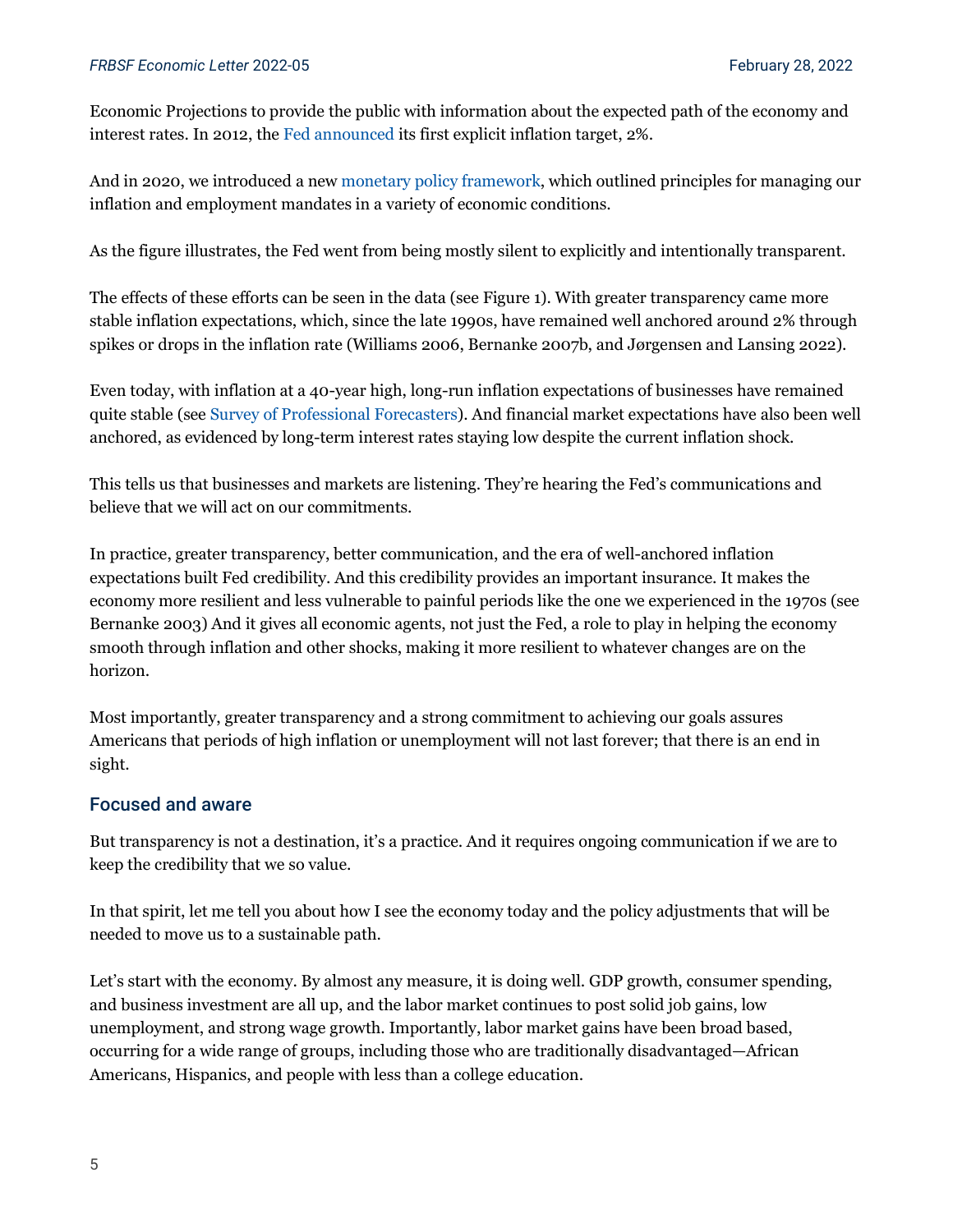Economic Projections to provide the public with information about the expected path of the economy and interest rates. In 2012, the Fed announced its first explicit inflation target, 2%.

And in 2020, we introduced a new monetary policy framework, which outlined principles for managing our inflation and employment mandates in a variety of economic conditions.

As the figure illustrates, the Fed went from being mostly silent to explicitly and intentionally transparent.

The effects of these efforts can be seen in the data (see Figure 1). With greater transparency came more stable inflation expectations, which, since the late 1990s, have remained well anchored around 2% through spikes or drops in the inflation rate (Williams 2006, Bernanke 2007b, and Jørgensen and Lansing 2022).

Even today, with inflation at a 40-year high, long-run inflation expectations of businesses have remained quite stable (see Survey of Professional Forecasters). And financial market expectations have also been well anchored, as evidenced by long-term interest rates staying low despite the current inflation shock.

This tells us that businesses and markets are listening. They're hearing the Fed's communications and believe that we will act on our commitments.

In practice, greater transparency, better communication, and the era of well-anchored inflation expectations built Fed credibility. And this credibility provides an important insurance. It makes the economy more resilient and less vulnerable to painful periods like the one we experienced in the 1970s (see Bernanke 2003) And it gives all economic agents, not just the Fed, a role to play in helping the economy smooth through inflation and other shocks, making it more resilient to whatever changes are on the horizon.

Most importantly, greater transparency and a strong commitment to achieving our goals assures Americans that periods of high inflation or unemployment will not last forever; that there is an end in sight.

## Focused and aware

But transparency is not a destination, it's a practice. And it requires ongoing communication if we are to keep the credibility that we so value.

In that spirit, let me tell you about how I see the economy today and the policy adjustments that will be needed to move us to a sustainable path.

Let's start with the economy. By almost any measure, it is doing well. GDP growth, consumer spending, and business investment are all up, and the labor market continues to post solid job gains, low unemployment, and strong wage growth. Importantly, labor market gains have been broad based, occurring for a wide range of groups, including those who are traditionally disadvantaged—African Americans, Hispanics, and people with less than a college education.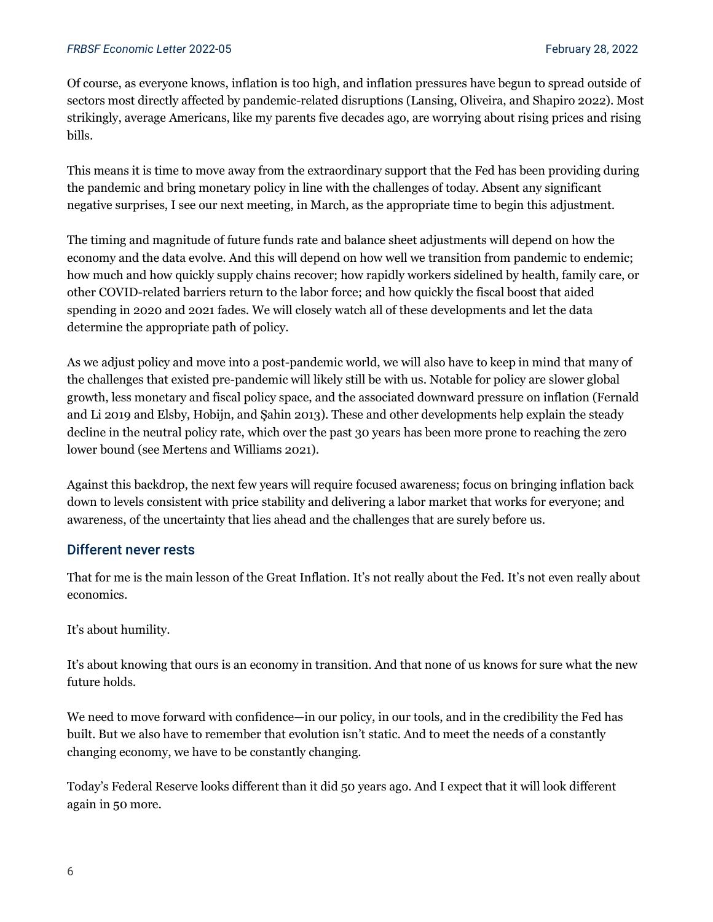Of course, as everyone knows, inflation is too high, and inflation pressures have begun to spread outside of sectors most directly affected by pandemic-related disruptions (Lansing, Oliveira, and Shapiro 2022). Most strikingly, average Americans, like my parents five decades ago, are worrying about rising prices and rising bills.

This means it is time to move away from the extraordinary support that the Fed has been providing during the pandemic and bring monetary policy in line with the challenges of today. Absent any significant negative surprises, I see our next meeting, in March, as the appropriate time to begin this adjustment.

The timing and magnitude of future funds rate and balance sheet adjustments will depend on how the economy and the data evolve. And this will depend on how well we transition from pandemic to endemic; how much and how quickly supply chains recover; how rapidly workers sidelined by health, family care, or other COVID-related barriers return to the labor force; and how quickly the fiscal boost that aided spending in 2020 and 2021 fades. We will closely watch all of these developments and let the data determine the appropriate path of policy.

As we adjust policy and move into a post-pandemic world, we will also have to keep in mind that many of the challenges that existed pre-pandemic will likely still be with us. Notable for policy are slower global growth, less monetary and fiscal policy space, and the associated downward pressure on inflation (Fernald and Li 2019 and Elsby, Hobijn, and Şahin 2013). These and other developments help explain the steady decline in the neutral policy rate, which over the past 30 years has been more prone to reaching the zero lower bound (see Mertens and Williams 2021).

Against this backdrop, the next few years will require focused awareness; focus on bringing inflation back down to levels consistent with price stability and delivering a labor market that works for everyone; and awareness, of the uncertainty that lies ahead and the challenges that are surely before us.

## Different never rests

That for me is the main lesson of the Great Inflation. It's not really about the Fed. It's not even really about economics.

It's about humility.

It's about knowing that ours is an economy in transition. And that none of us knows for sure what the new future holds.

We need to move forward with confidence—in our policy, in our tools, and in the credibility the Fed has built. But we also have to remember that evolution isn't static. And to meet the needs of a constantly changing economy, we have to be constantly changing.

Today's Federal Reserve looks different than it did 50 years ago. And I expect that it will look different again in 50 more.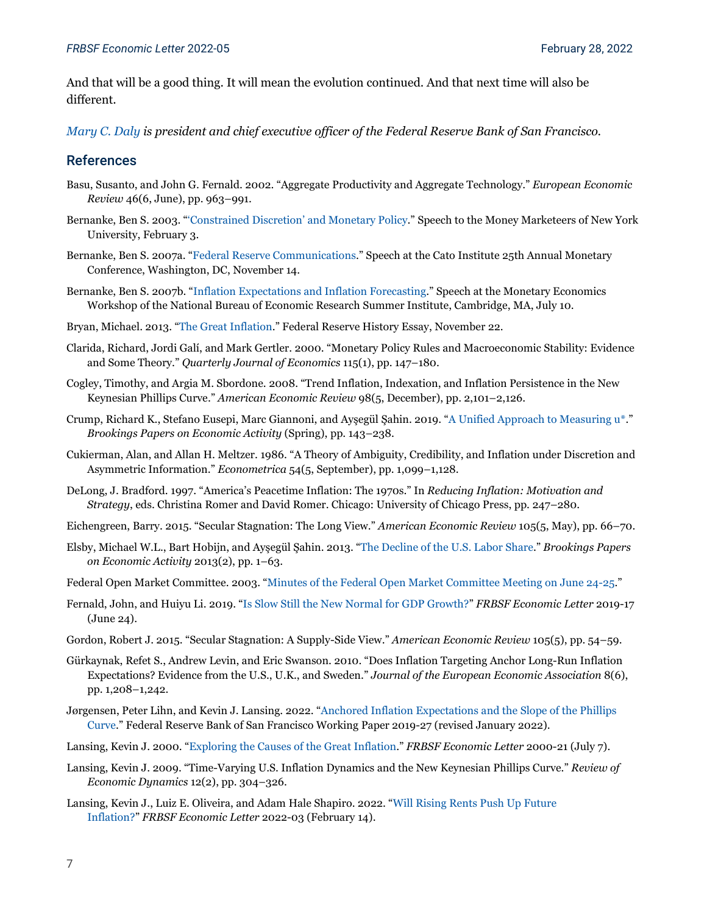And that will be a good thing. It will mean the evolution continued. And that next time will also be different.

*Mary C. Daly is president and chief executive officer of the Federal Reserve Bank of San Francisco.*

## References

Basu, Susanto, and John G. Fernald. 2002. "Aggregate Productivity and Aggregate Technology." *European Economic Review* 46(6, June), pp. 963–991.

Bernanke, Ben S. 2003. "'Constrained Discretion' and Monetary Policy." Speech to the Money Marketeers of New York University, February 3.

Bernanke, Ben S. 2007a. "Federal Reserve Communications." Speech at the Cato Institute 25th Annual Monetary Conference, Washington, DC, November 14.

Bernanke, Ben S. 2007b. "Inflation Expectations and Inflation Forecasting." Speech at the Monetary Economics Workshop of the National Bureau of Economic Research Summer Institute, Cambridge, MA, July 10.

Bryan, Michael. 2013. "The Great Inflation." Federal Reserve History Essay, November 22.

Clarida, Richard, Jordi Galí, and Mark Gertler. 2000. "Monetary Policy Rules and Macroeconomic Stability: Evidence and Some Theory." *Quarterly Journal of Economics* 115(1), pp. 147–180.

Cogley, Timothy, and Argia M. Sbordone. 2008. "Trend Inflation, Indexation, and Inflation Persistence in the New Keynesian Phillips Curve." *American Economic Review* 98(5, December), pp. 2,101–2,126.

Crump, Richard K., Stefano Eusepi, Marc Giannoni, and Ayşegül Şahin. 2019. "A Unified Approach to Measuring u*." *Brookings Papers on Economic Activity* (Spring), pp. 143–238.

Cukierman, Alan, and Allan H. Meltzer. 1986. "A Theory of Ambiguity, Credibility, and Inflation under Discretion and Asymmetric Information." *Econometrica* 54(5, September), pp. 1,099–1,128.

DeLong, J. Bradford. 1997. "America's Peacetime Inflation: The 1970s." In *Reducing Inflation: Motivation and Strategy*, eds. Christina Romer and David Romer. Chicago: University of Chicago Press, pp. 247–280.

Eichengreen, Barry. 2015. "Secular Stagnation: The Long View." *American Economic Review* 105(5, May), pp. 66–70.

Elsby, Michael W.L., Bart Hobijn, and Ayşegül Şahin. 2013. "The Decline of the U.S. Labor Share." *Brookings Papers on Economic Activity* 2013(2), pp. 1–63.

Federal Open Market Committee. 2003. "Minutes of the Federal Open Market Committee Meeting on June 24-25."

Fernald, John, and Huiyu Li. 2019. "Is Slow Still the New Normal for GDP Growth?" *FRBSF Economic Letter* 2019-17 (June 24).

Gordon, Robert J. 2015. "Secular Stagnation: A Supply-Side View." *American Economic Review* 105(5), pp. 54–59.

Gürkaynak, Refet S., Andrew Levin, and Eric Swanson. 2010. "Does Inflation Targeting Anchor Long-Run Inflation Expectations? Evidence from the U.S., U.K., and Sweden." *Journal of the European Economic Association* 8(6), pp. 1,208–1,242.

Jørgensen, Peter Lihn, and Kevin J. Lansing. 2022. "Anchored Inflation Expectations and the Slope of the Phillips Curve." Federal Reserve Bank of San Francisco Working Paper 2019-27 (revised January 2022).

Lansing, Kevin J. 2000. "Exploring the Causes of the Great Inflation." *FRBSF Economic Letter* 2000-21 (July 7).

Lansing, Kevin J. 2009. "Time-Varying U.S. Inflation Dynamics and the New Keynesian Phillips Curve." *Review of Economic Dynamics* 12(2), pp. 304–326.

Lansing, Kevin J., Luiz E. Oliveira, and Adam Hale Shapiro. 2022. "Will Rising Rents Push Up Future Inflation?" *FRBSF Economic Letter* 2022-03 (February 14).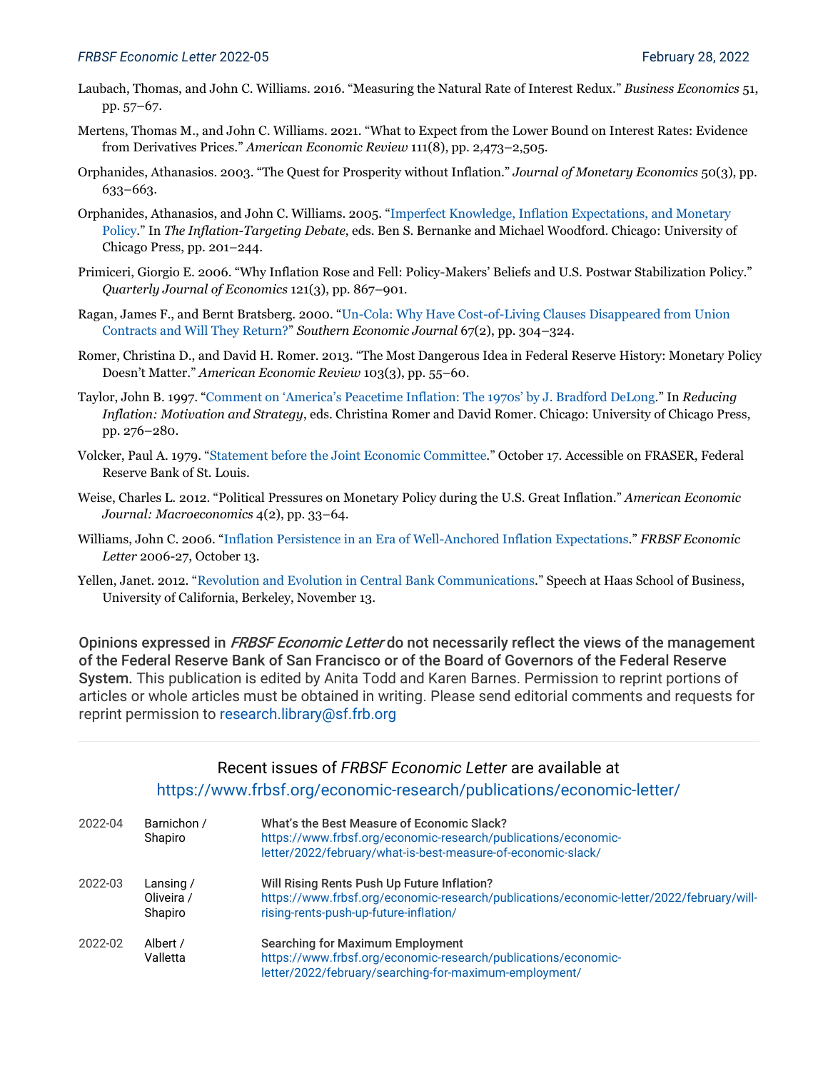Laubach, Thomas, and John C. Williams. 2016. "Measuring the Natural Rate of Interest Redux." *Business Economics* 51, pp. 57–67.

Mertens, Thomas M., and John C. Williams. 2021. "What to Expect from the Lower Bound on Interest Rates: Evidence from Derivatives Prices." *American Economic Review* 111(8), pp. 2,473–2,505.

Orphanides, Athanasios. 2003. "The Quest for Prosperity without Inflation." *Journal of Monetary Economics* 50(3), pp. 633–663.

Orphanides, Athanasios, and John C. Williams. 2005. "Imperfect Knowledge, Inflation Expectations, and Monetary Policy." In *The Inflation-Targeting Debate*, eds. Ben S. Bernanke and Michael Woodford. Chicago: University of Chicago Press, pp. 201–244.

Primiceri, Giorgio E. 2006. "Why Inflation Rose and Fell: Policy-Makers' Beliefs and U.S. Postwar Stabilization Policy." *Quarterly Journal of Economics* 121(3), pp. 867–901.

Ragan, James F., and Bernt Bratsberg. 2000. "Un-Cola: Why Have Cost-of-Living Clauses Disappeared from Union Contracts and Will They Return?" *Southern Economic Journal* 67(2), pp. 304–324.

Romer, Christina D., and David H. Romer. 2013. "The Most Dangerous Idea in Federal Reserve History: Monetary Policy Doesn't Matter." *American Economic Review* 103(3), pp. 55–60.

Taylor, John B. 1997. "Comment on 'America's Peacetime Inflation: The 1970s' by J. Bradford DeLong." In *Reducing Inflation: Motivation and Strategy*, eds. Christina Romer and David Romer. Chicago: University of Chicago Press, pp. 276–280.

Volcker, Paul A. 1979. "Statement before the Joint Economic Committee." October 17. Accessible on FRASER, Federal Reserve Bank of St. Louis.

Weise, Charles L. 2012. "Political Pressures on Monetary Policy during the U.S. Great Inflation." *American Economic Journal: Macroeconomics* 4(2), pp. 33–64.

Williams, John C. 2006. "Inflation Persistence in an Era of Well-Anchored Inflation Expectations." *FRBSF Economic Letter* 2006-27, October 13.

Yellen, Janet. 2012. "Revolution and Evolution in Central Bank Communications." Speech at Haas School of Business, University of California, Berkeley, November 13.

**Opinions expressed in *FRBSF Economic Letter* do not necessarily reflect the views of the management of the Federal Reserve Bank of San Francisco or of the Board of Governors of the Federal Reserve System.** This publication is edited by Anita Todd and Karen Barnes. Permission to reprint portions of articles or whole articles must be obtained in writing. Please send editorial comments and requests for reprint permission to research.library@sf.frb.org

Recent issues of *FRBSF Economic Letter* are available at
https://www.frbsf.org/economic-research/publications/economic-letter/

| | | |
|---|---|---|
| 2022-04 | Barnichon / Shapiro | What's the Best Measure of Economic Slack? https://www.frbsf.org/economic-research/publications/economic-letter/2022/february/what-is-best-measure-of-economic-slack/ |
| 2022-03 | Lansing / Oliveira / Shapiro | Will Rising Rents Push Up Future Inflation? https://www.frbsf.org/economic-research/publications/economic-letter/2022/february/will-rising-rents-push-up-future-inflation/ |
| 2022-02 | Albert / Valletta | Searching for Maximum Employment https://www.frbsf.org/economic-research/publications/economic-letter/2022/february/searching-for-maximum-employment/ |